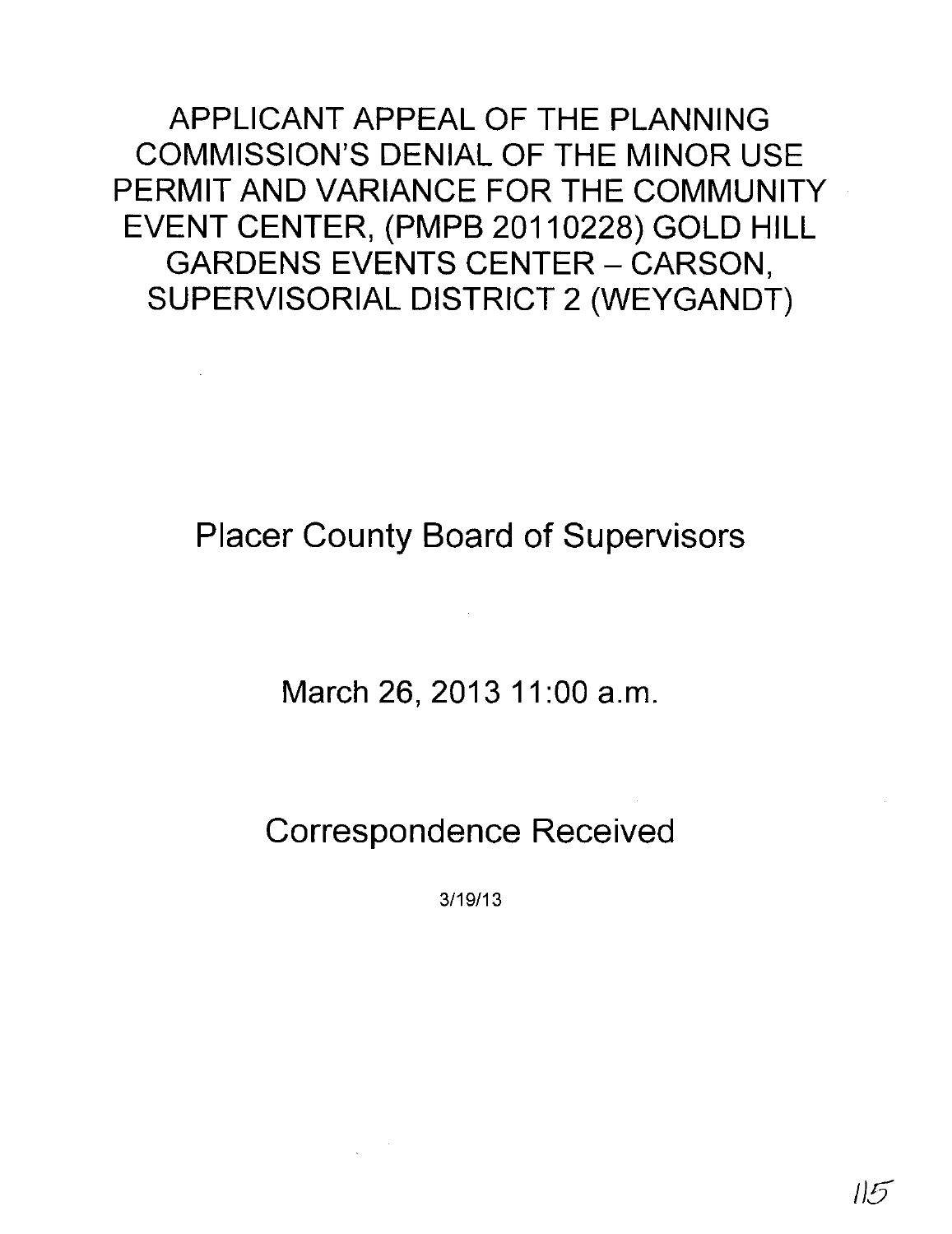# APPLICANT APPEAL OF THE PLANNING COMMISSION'S DENIAL OF THE MINOR USE PERMIT AND VARIANCE FOR THE COMMUNITY EVENT CENTER, (PMPB 20110228) GOLD HILL GARDENS EVENTS CENTER – CARSON, SUPERVISORIAL DISTRICT 2 (WEYGANDT)

## Placer County Board of Supervisors

## March 26, 2013 11:00 a.m.

## Correspondence Received

3/19/13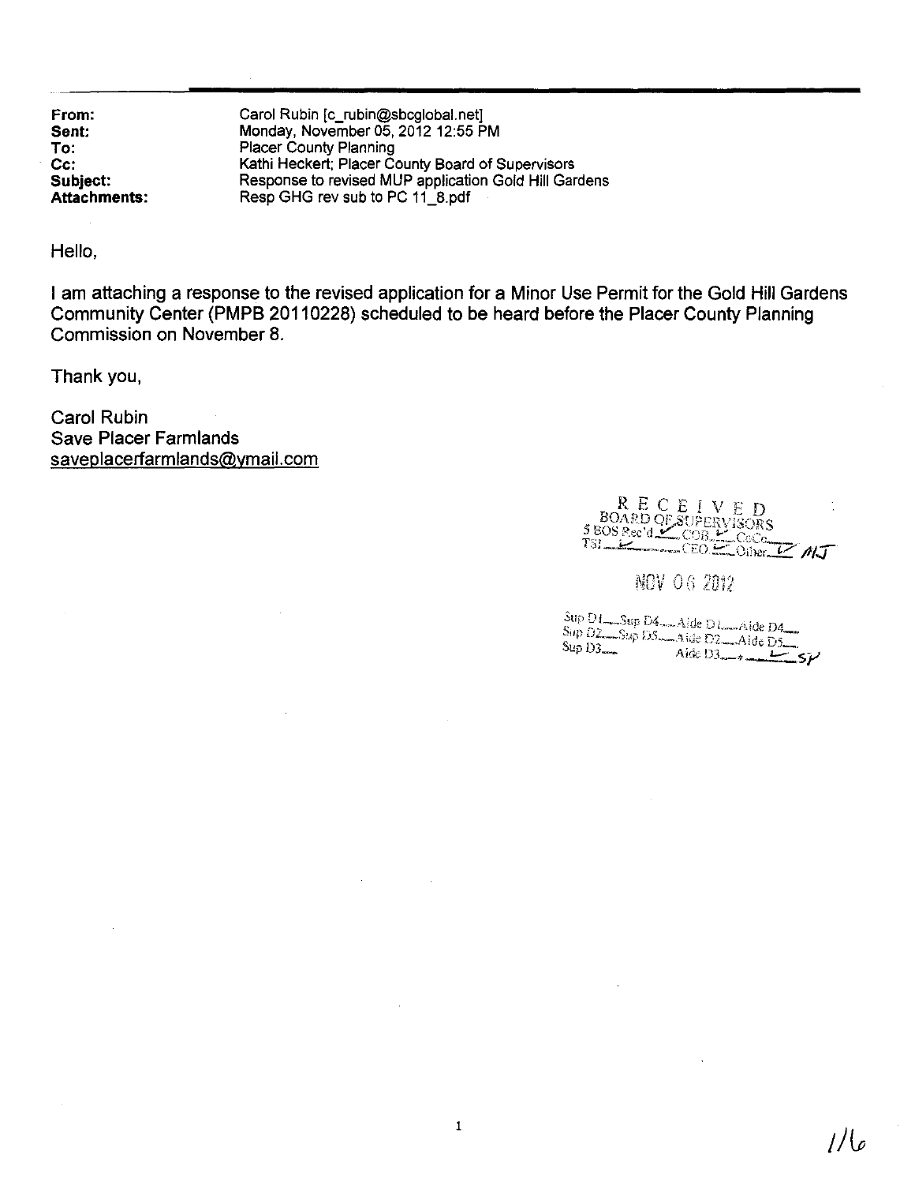**From:** Carol Rubin [c_rubin@sbcglobal.net]
**Sent:** Monday, November 05, 2012 12:55 PM
**To:** Placer County Planning
**Cc:** Kathi Heckert; Placer County Board of Supervisors
**Subject:** Response to revised MUP application Gold Hill Gardens
**Attachments:** Resp GHG rev sub to PC 11_8.pdf

Hello,

I am attaching a response to the revised application for a Minor Use Permit for the Gold Hill Gardens Community Center (PMPB 20110228) scheduled to be heard before the Placer County Planning Commission on November 8.

Thank you,

Carol Rubin
Save Placer Farmlands
saveplacerfarmlands@ymail.com

RECEIVED
BOARD OF SUPERVISORS
5 BOS Rec'd ✓ COB ✓ CoCo___
TSI ✓ CEO ✓ Other ✓ MJ

NOV 06 2012

Sup D1___Sup D4___Aide D1___Aide D4___
Sup D2___Sup D5___Aide D2___Aide D5___
Sup D3___ Aide D3___ ✓ SP

1/16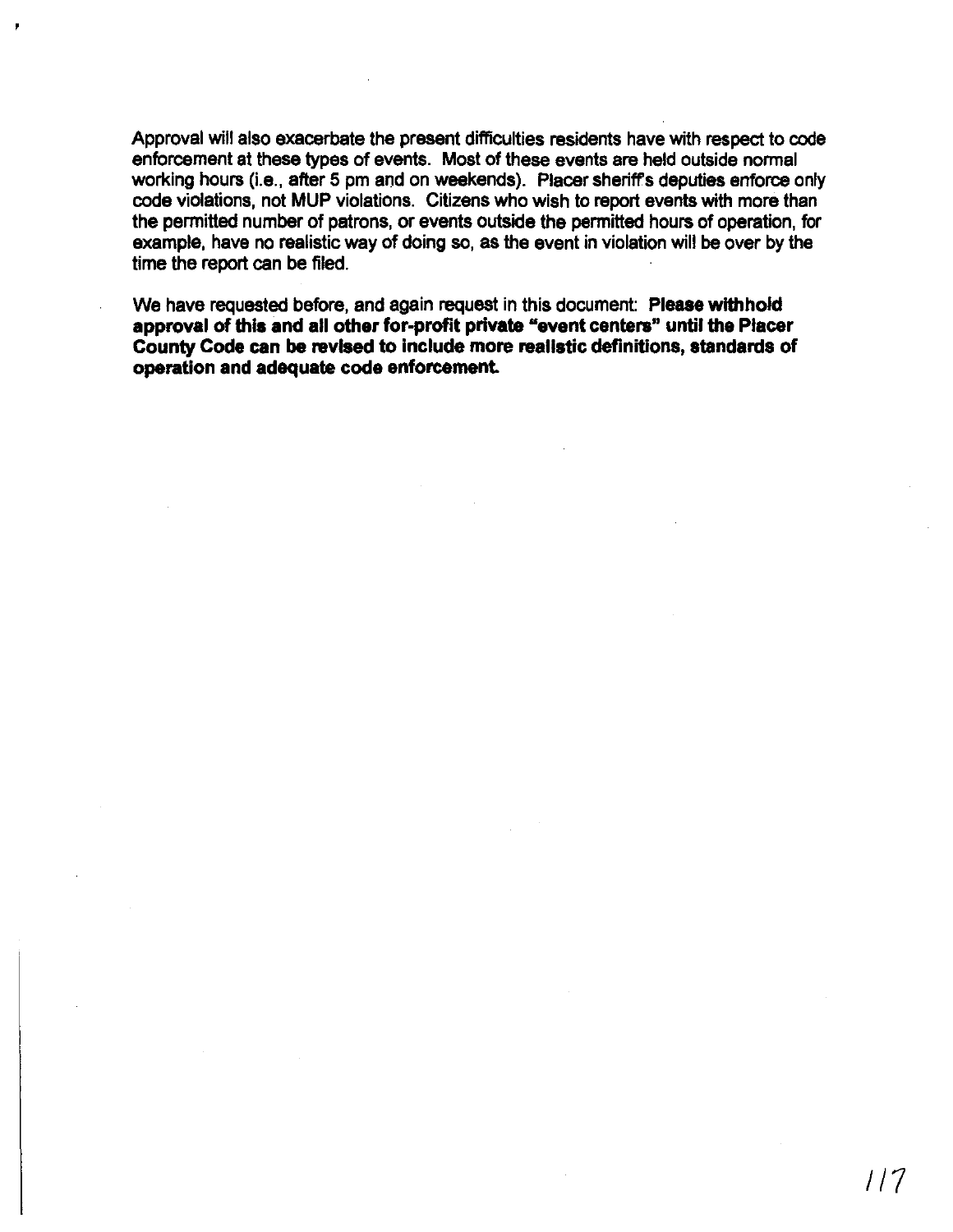Approval will also exacerbate the present difficulties residents have with respect to code enforcement at these types of events. Most of these events are held outside normal working hours (i.e., after 5 pm and on weekends). Placer sheriff's deputies enforce only code violations, not MUP violations. Citizens who wish to report events with more than the permitted number of patrons, or events outside the permitted hours of operation, for example, have no realistic way of doing so, as the event in violation will be over by the time the report can be filed.

We have requested before, and again request in this document: **Please withhold approval of this and all other for-profit private "event centers" until the Placer County Code can be revised to include more realistic definitions, standards of operation and adequate code enforcement.**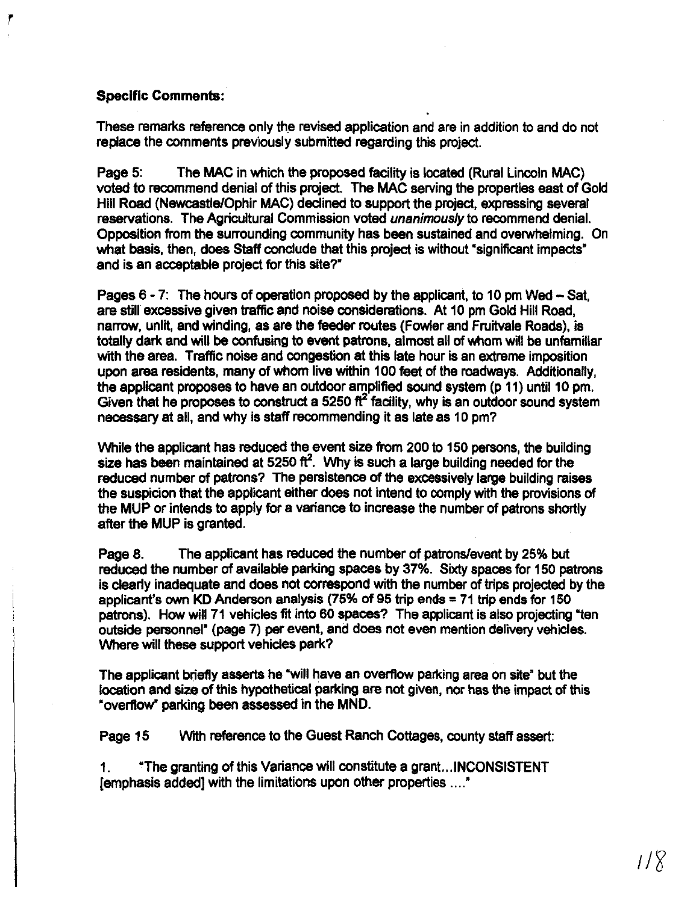**Specific Comments:**

These remarks reference only the revised application and are in addition to and do not replace the comments previously submitted regarding this project.

Page 5: The MAC in which the proposed facility is located (Rural Lincoln MAC) voted to recommend denial of this project. The MAC serving the properties east of Gold Hill Road (Newcastle/Ophir MAC) declined to support the project, expressing several reservations. The Agricultural Commission voted *unanimously* to recommend denial. Opposition from the surrounding community has been sustained and overwhelming. On what basis, then, does Staff conclude that this project is without "significant impacts" and is an acceptable project for this site?"

Pages 6 - 7: The hours of operation proposed by the applicant, to 10 pm Wed – Sat, are still excessive given traffic and noise considerations. At 10 pm Gold Hill Road, narrow, unlit, and winding, as are the feeder routes (Fowler and Fruitvale Roads), is totally dark and will be confusing to event patrons, almost all of whom will be unfamiliar with the area. Traffic noise and congestion at this late hour is an extreme imposition upon area residents, many of whom live within 100 feet of the roadways. Additionally, the applicant proposes to have an outdoor amplified sound system (p 11) until 10 pm. Given that he proposes to construct a 5250 ft$^2$ facility, why is an outdoor sound system necessary at all, and why is staff recommending it as late as 10 pm?

While the applicant has reduced the event size from 200 to 150 persons, the building size has been maintained at 5250 ft$^2$. Why is such a large building needed for the reduced number of patrons? The persistence of the excessively large building raises the suspicion that the applicant either does not intend to comply with the provisions of the MUP or intends to apply for a variance to increase the number of patrons shortly after the MUP is granted.

Page 8. The applicant has reduced the number of patrons/event by 25% but reduced the number of available parking spaces by 37%. Sixty spaces for 150 patrons is clearly inadequate and does not correspond with the number of trips projected by the applicant's own KD Anderson analysis (75% of 95 trip ends = 71 trip ends for 150 patrons). How will 71 vehicles fit into 60 spaces? The applicant is also projecting "ten outside personnel" (page 7) per event, and does not even mention delivery vehicles. Where will these support vehicles park?

The applicant briefly asserts he "will have an overflow parking area on site" but the location and size of this hypothetical parking are not given, nor has the impact of this "overflow" parking been assessed in the MND.

Page 15 With reference to the Guest Ranch Cottages, county staff assert:

1. "The granting of this Variance will constitute a grant...INCONSISTENT [emphasis added] with the limitations upon other properties ...."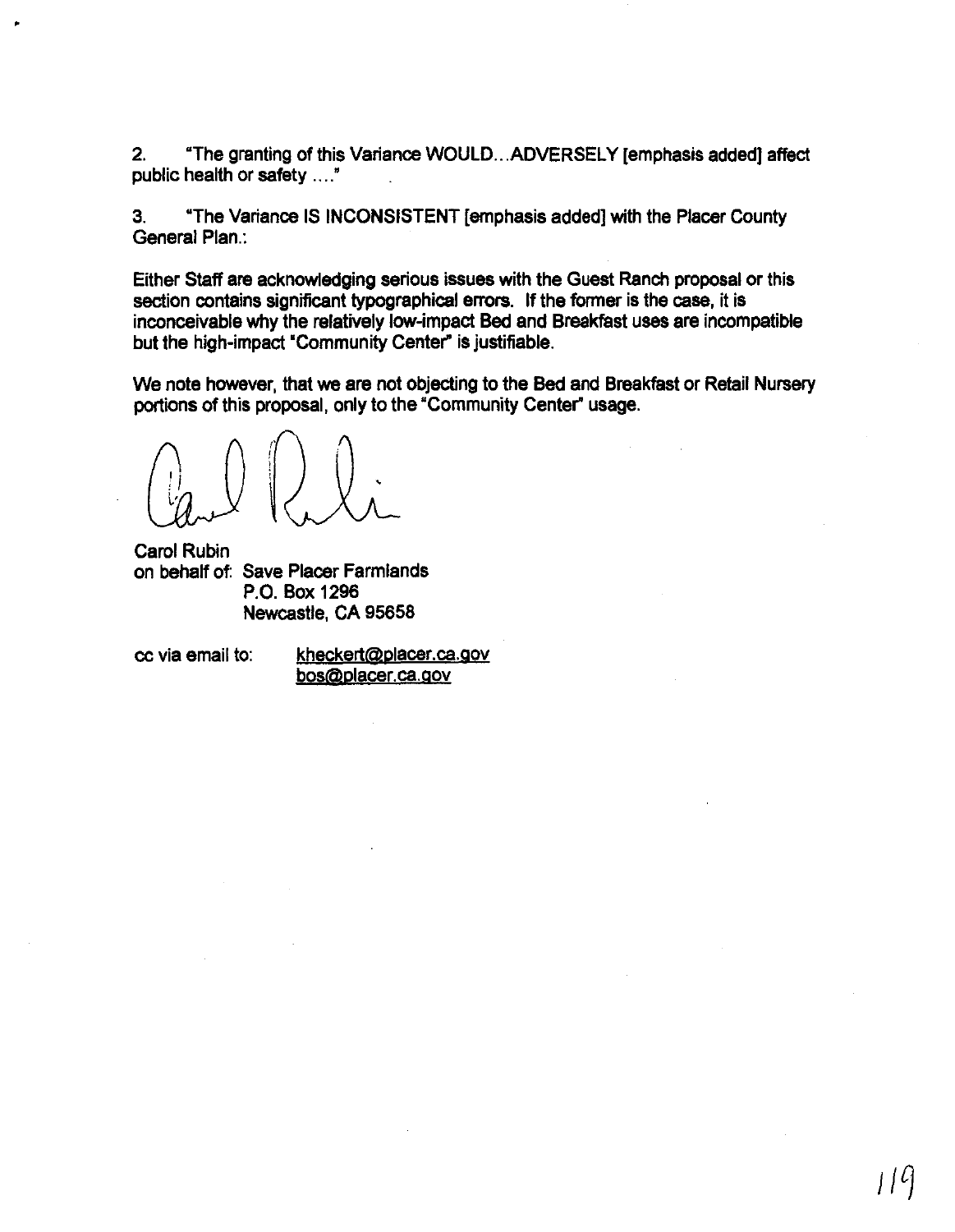2. "The granting of this Variance WOULD...ADVERSELY [emphasis added] affect public health or safety ...."

3. "The Variance IS INCONSISTENT [emphasis added] with the Placer County General Plan.:

Either Staff are acknowledging serious issues with the Guest Ranch proposal or this section contains significant typographical errors. If the former is the case, it is inconceivable why the relatively low-impact Bed and Breakfast uses are incompatible but the high-impact "Community Center" is justifiable.

We note however, that we are not objecting to the Bed and Breakfast or Retail Nursery portions of this proposal, only to the "Community Center" usage.

Carol Rubin
on behalf of: Save Placer Farmlands
P.O. Box 1296
Newcastle, CA 95658

cc via email to: kheckert@placer.ca.gov
bos@placer.ca.gov